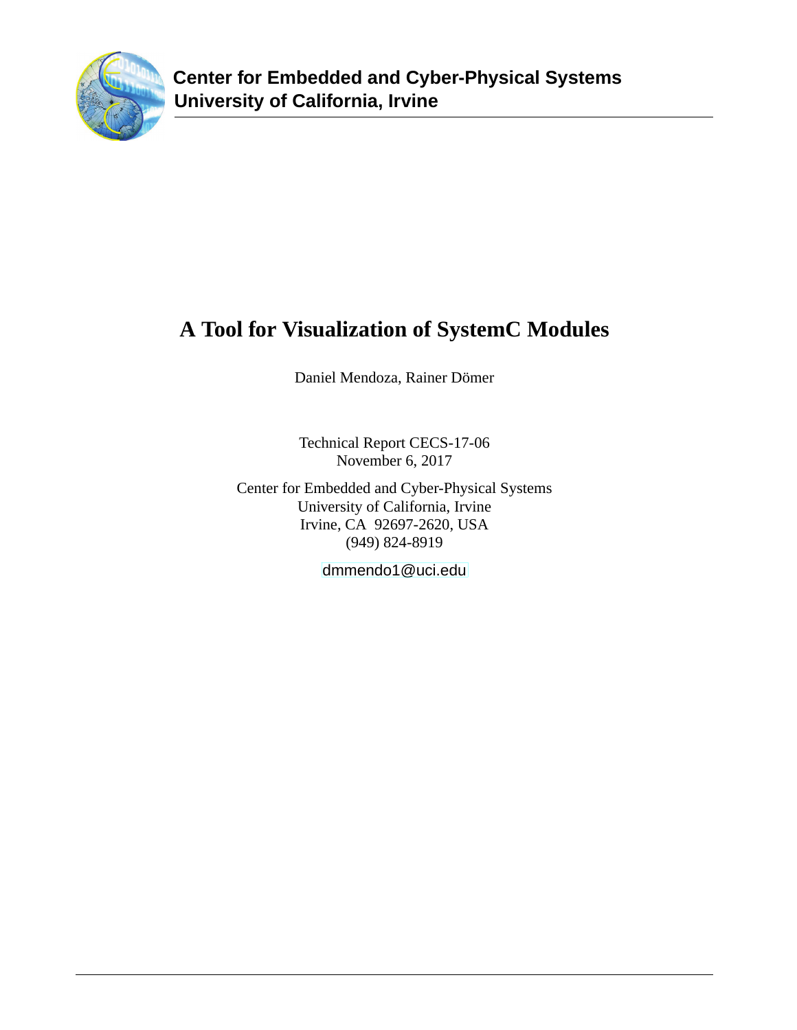**Center for Embedded and Cyber-Physical Systems**
**University of California, Irvine**

# A Tool for Visualization of SystemC Modules

Daniel Mendoza, Rainer Dömer

Technical Report CECS-17-06
November 6, 2017

Center for Embedded and Cyber-Physical Systems
University of California, Irvine
Irvine, CA 92697-2620, USA
(949) 824-8919

dmmendo1@uci.edu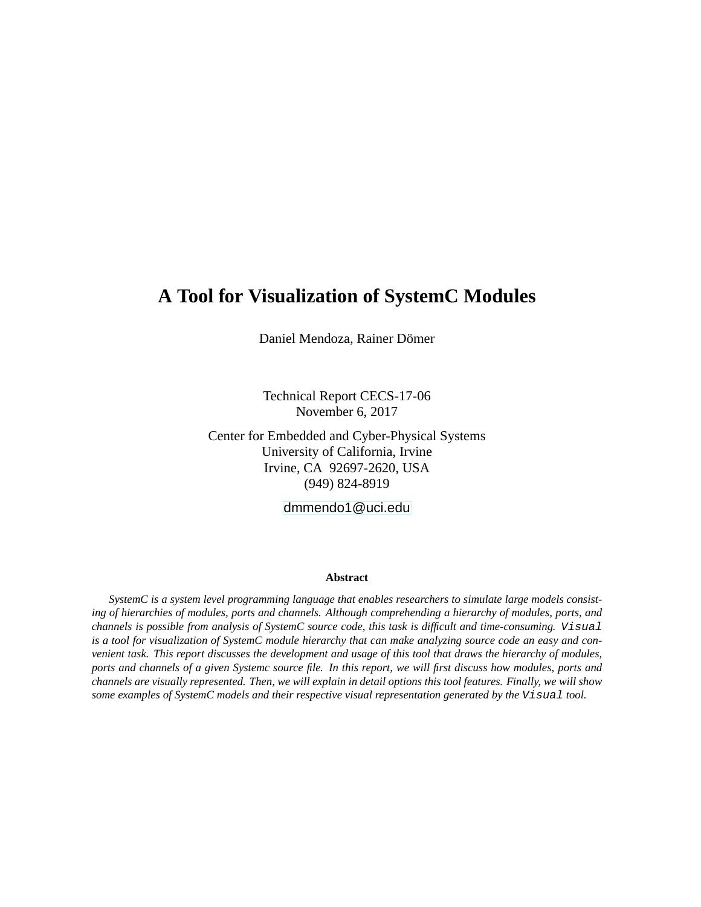# A Tool for Visualization of SystemC Modules

Daniel Mendoza, Rainer Dömer

Technical Report CECS-17-06
November 6, 2017

Center for Embedded and Cyber-Physical Systems
University of California, Irvine
Irvine, CA 92697-2620, USA
(949) 824-8919

dmmendo1@uci.edu

### Abstract

*SystemC is a system level programming language that enables researchers to simulate large models consisting of hierarchies of modules, ports and channels. Although comprehending a hierarchy of modules, ports, and channels is possible from analysis of SystemC source code, this task is difficult and time-consuming.* `Visual` *is a tool for visualization of SystemC module hierarchy that can make analyzing source code an easy and convenient task. This report discusses the development and usage of this tool that draws the hierarchy of modules, ports and channels of a given Systemc source file. In this report, we will first discuss how modules, ports and channels are visually represented. Then, we will explain in detail options this tool features. Finally, we will show some examples of SystemC models and their respective visual representation generated by the* `Visual` *tool.*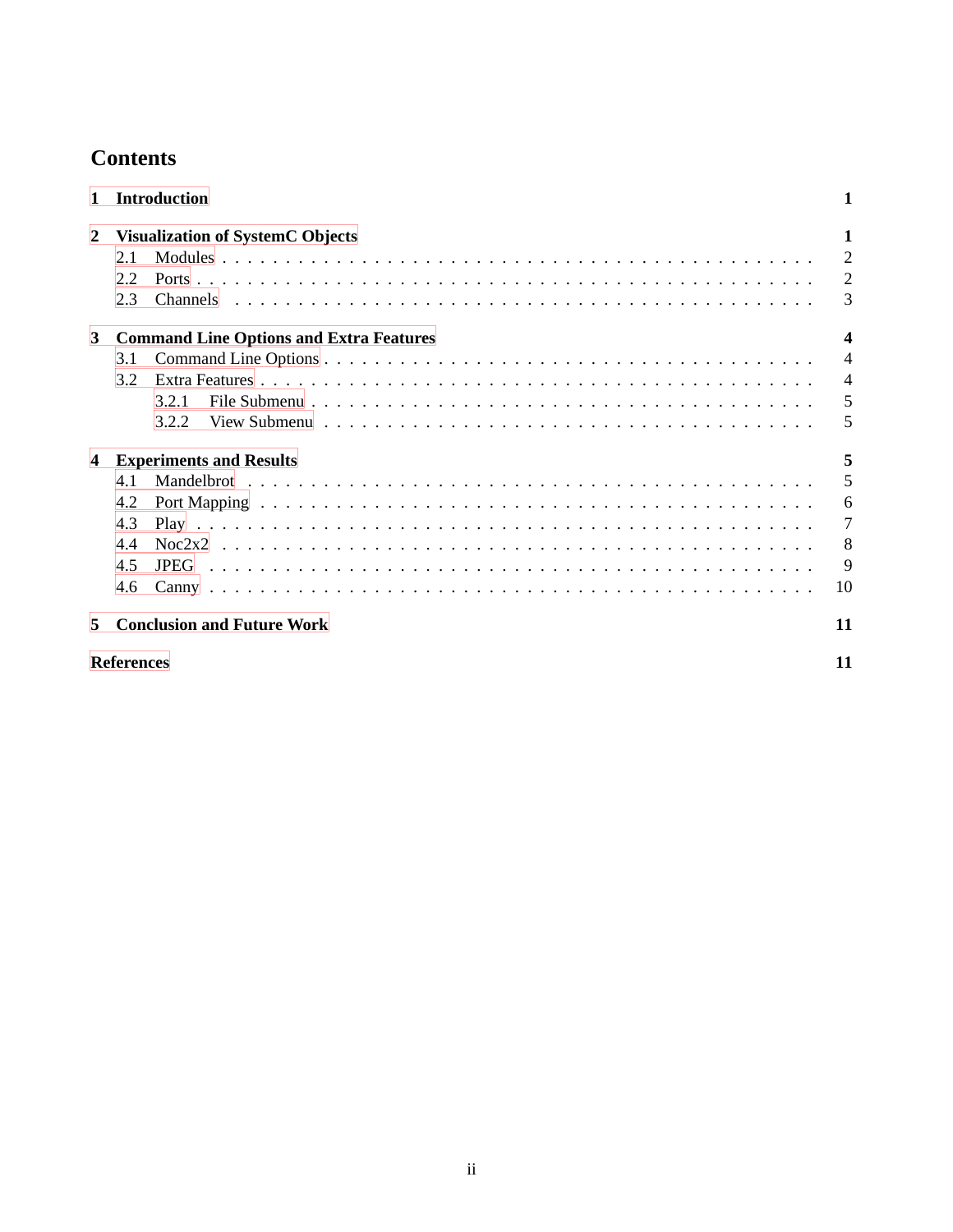# Contents

**1 Introduction** **1**

**2 Visualization of SystemC Objects** **1**

- 2.1 Modules . . . . . . . . . . . . . . . . . . . . . . . . . . . . . . . . . . . . . . . . . . . . 2
- 2.2 Ports . . . . . . . . . . . . . . . . . . . . . . . . . . . . . . . . . . . . . . . . . . . . . 2
- 2.3 Channels . . . . . . . . . . . . . . . . . . . . . . . . . . . . . . . . . . . . . . . . . . . 3

**3 Command Line Options and Extra Features** **4**

- 3.1 Command Line Options . . . . . . . . . . . . . . . . . . . . . . . . . . . . . . . . . . . 4
- 3.2 Extra Features . . . . . . . . . . . . . . . . . . . . . . . . . . . . . . . . . . . . . . . . 4
  - 3.2.1 File Submenu . . . . . . . . . . . . . . . . . . . . . . . . . . . . . . . . . . . . . 5
  - 3.2.2 View Submenu . . . . . . . . . . . . . . . . . . . . . . . . . . . . . . . . . . . . 5

**4 Experiments and Results** **5**

- 4.1 Mandelbrot . . . . . . . . . . . . . . . . . . . . . . . . . . . . . . . . . . . . . . . . . . 5
- 4.2 Port Mapping . . . . . . . . . . . . . . . . . . . . . . . . . . . . . . . . . . . . . . . . 6
- 4.3 Play . . . . . . . . . . . . . . . . . . . . . . . . . . . . . . . . . . . . . . . . . . . . . 7
- 4.4 Noc2x2 . . . . . . . . . . . . . . . . . . . . . . . . . . . . . . . . . . . . . . . . . . . 8
- 4.5 JPEG . . . . . . . . . . . . . . . . . . . . . . . . . . . . . . . . . . . . . . . . . . . . 9
- 4.6 Canny . . . . . . . . . . . . . . . . . . . . . . . . . . . . . . . . . . . . . . . . . . . 10

**5 Conclusion and Future Work** **11**

**References** **11**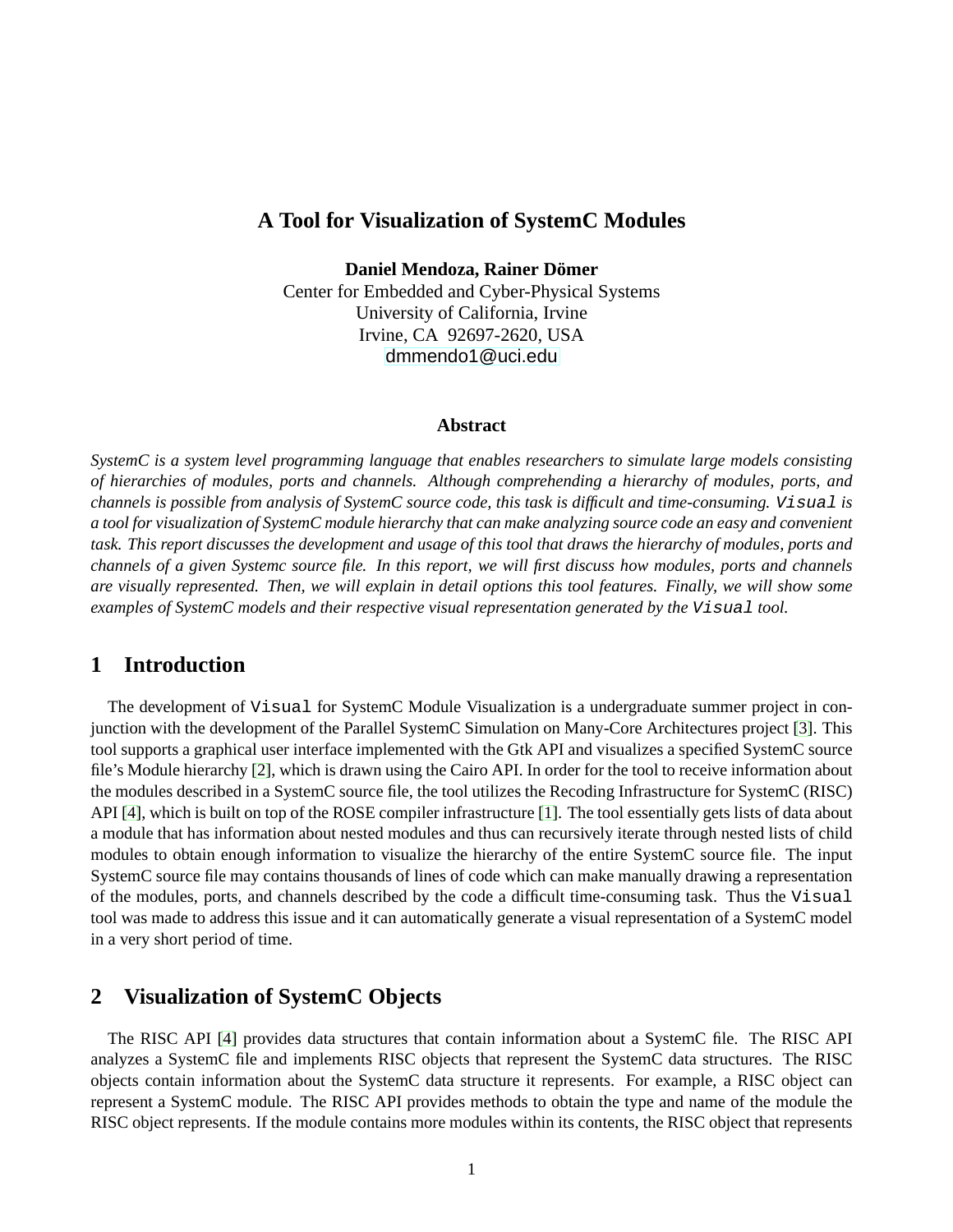# A Tool for Visualization of SystemC Modules

**Daniel Mendoza, Rainer Dömer**
Center for Embedded and Cyber-Physical Systems
University of California, Irvine
Irvine, CA 92697-2620, USA
dmmendo1@uci.edu

### Abstract

*SystemC is a system level programming language that enables researchers to simulate large models consisting of hierarchies of modules, ports and channels. Although comprehending a hierarchy of modules, ports, and channels is possible from analysis of SystemC source code, this task is difficult and time-consuming.* `Visual` *is a tool for visualization of SystemC module hierarchy that can make analyzing source code an easy and convenient task. This report discusses the development and usage of this tool that draws the hierarchy of modules, ports and channels of a given Systemc source file. In this report, we will first discuss how modules, ports and channels are visually represented. Then, we will explain in detail options this tool features. Finally, we will show some examples of SystemC models and their respective visual representation generated by the* `Visual` *tool.*

## 1 Introduction

The development of `Visual` for SystemC Module Visualization is a undergraduate summer project in conjunction with the development of the Parallel SystemC Simulation on Many-Core Architectures project [3]. This tool supports a graphical user interface implemented with the Gtk API and visualizes a specified SystemC source file's Module hierarchy [2], which is drawn using the Cairo API. In order for the tool to receive information about the modules described in a SystemC source file, the tool utilizes the Recoding Infrastructure for SystemC (RISC) API [4], which is built on top of the ROSE compiler infrastructure [1]. The tool essentially gets lists of data about a module that has information about nested modules and thus can recursively iterate through nested lists of child modules to obtain enough information to visualize the hierarchy of the entire SystemC source file. The input SystemC source file may contains thousands of lines of code which can make manually drawing a representation of the modules, ports, and channels described by the code a difficult time-consuming task. Thus the `Visual` tool was made to address this issue and it can automatically generate a visual representation of a SystemC model in a very short period of time.

## 2 Visualization of SystemC Objects

The RISC API [4] provides data structures that contain information about a SystemC file. The RISC API analyzes a SystemC file and implements RISC objects that represent the SystemC data structures. The RISC objects contain information about the SystemC data structure it represents. For example, a RISC object can represent a SystemC module. The RISC API provides methods to obtain the type and name of the module the RISC object represents. If the module contains more modules within its contents, the RISC object that represents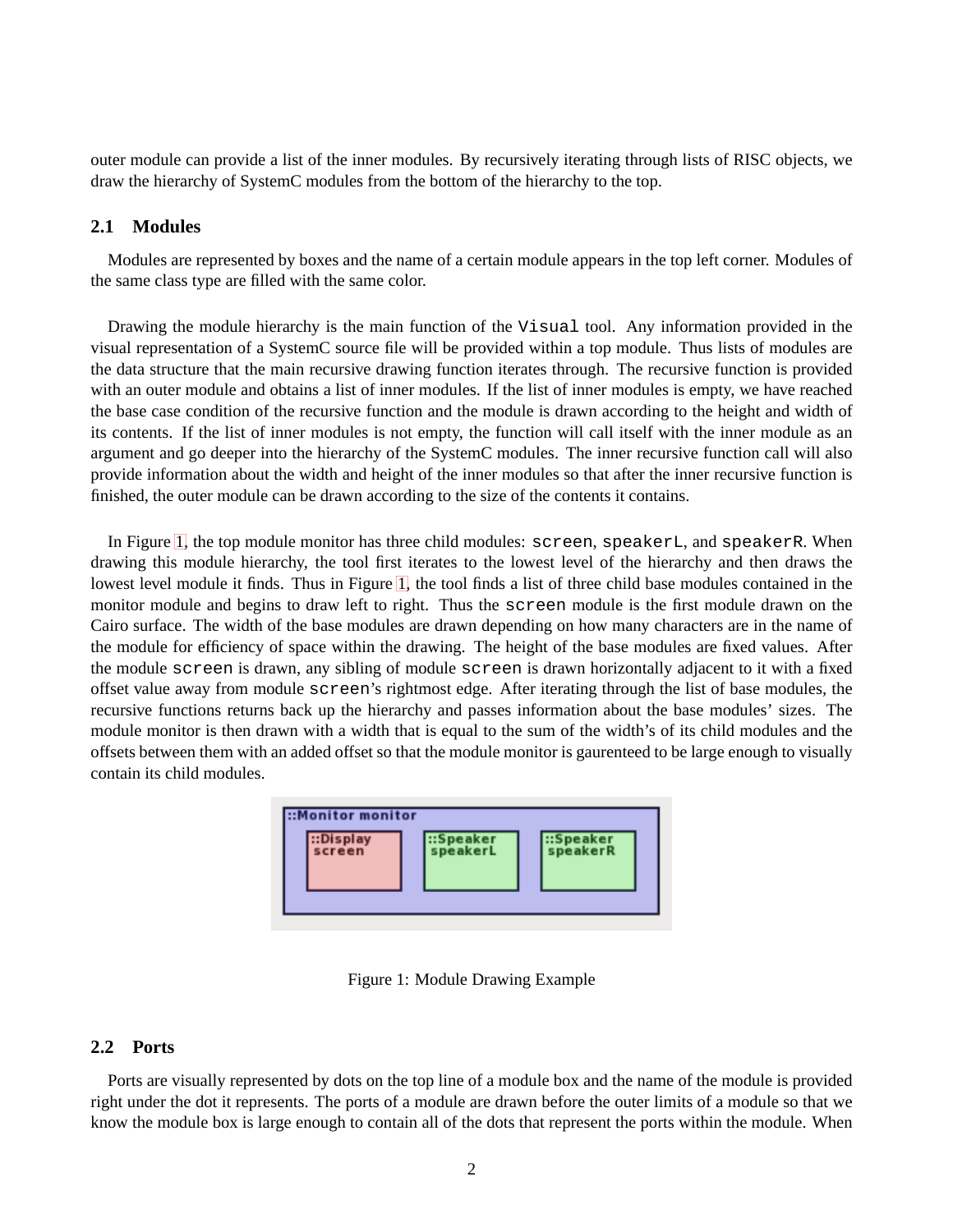outer module can provide a list of the inner modules. By recursively iterating through lists of RISC objects, we draw the hierarchy of SystemC modules from the bottom of the hierarchy to the top.

## 2.1 Modules

Modules are represented by boxes and the name of a certain module appears in the top left corner. Modules of the same class type are filled with the same color.

Drawing the module hierarchy is the main function of the `Visual` tool. Any information provided in the visual representation of a SystemC source file will be provided within a top module. Thus lists of modules are the data structure that the main recursive drawing function iterates through. The recursive function is provided with an outer module and obtains a list of inner modules. If the list of inner modules is empty, we have reached the base case condition of the recursive function and the module is drawn according to the height and width of its contents. If the list of inner modules is not empty, the function will call itself with the inner module as an argument and go deeper into the hierarchy of the SystemC modules. The inner recursive function call will also provide information about the width and height of the inner modules so that after the inner recursive function is finished, the outer module can be drawn according to the size of the contents it contains.

In Figure 1, the top module monitor has three child modules: `screen`, `speakerL`, and `speakerR`. When drawing this module hierarchy, the tool first iterates to the lowest level of the hierarchy and then draws the lowest level module it finds. Thus in Figure 1, the tool finds a list of three child base modules contained in the monitor module and begins to draw left to right. Thus the `screen` module is the first module drawn on the Cairo surface. The width of the base modules are drawn depending on how many characters are in the name of the module for efficiency of space within the drawing. The height of the base modules are fixed values. After the module `screen` is drawn, any sibling of module `screen` is drawn horizontally adjacent to it with a fixed offset value away from module `screen`'s rightmost edge. After iterating through the list of base modules, the recursive functions returns back up the hierarchy and passes information about the base modules' sizes. The module monitor is then drawn with a width that is equal to the sum of the width's of its child modules and the offsets between them with an added offset so that the module monitor is gaurenteed to be large enough to visually contain its child modules.

Figure 1: Module Drawing Example

## 2.2 Ports

Ports are visually represented by dots on the top line of a module box and the name of the module is provided right under the dot it represents. The ports of a module are drawn before the outer limits of a module so that we know the module box is large enough to contain all of the dots that represent the ports within the module. When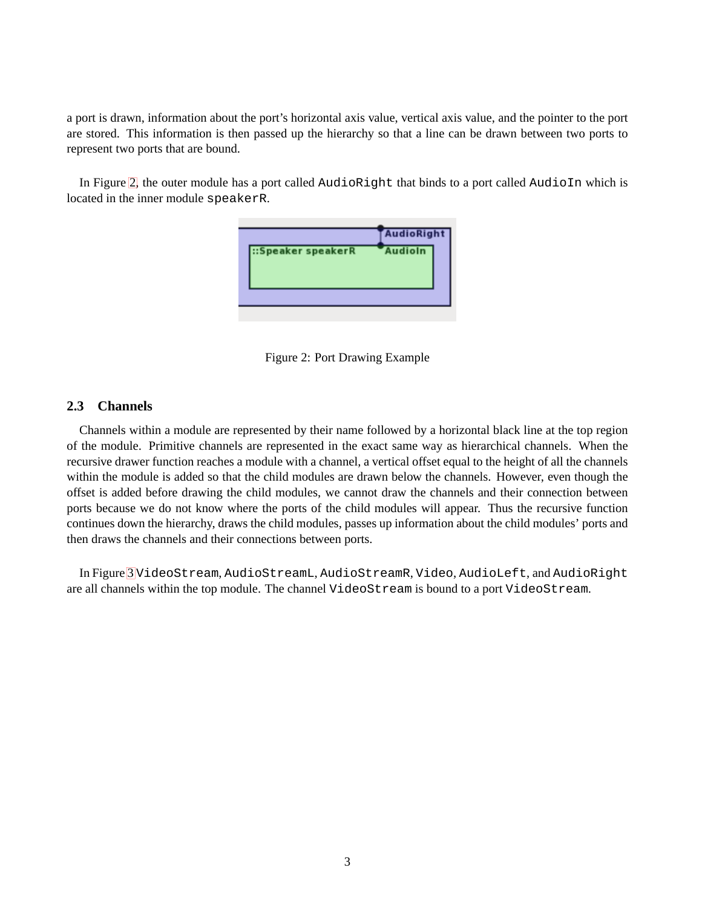a port is drawn, information about the port's horizontal axis value, vertical axis value, and the pointer to the port are stored. This information is then passed up the hierarchy so that a line can be drawn between two ports to represent two ports that are bound.

In Figure 2, the outer module has a port called `AudioRight` that binds to a port called `AudioIn` which is located in the inner module `speakerR`.

Figure 2: Port Drawing Example

### 2.3 Channels

Channels within a module are represented by their name followed by a horizontal black line at the top region of the module. Primitive channels are represented in the exact same way as hierarchical channels. When the recursive drawer function reaches a module with a channel, a vertical offset equal to the height of all the channels within the module is added so that the child modules are drawn below the channels. However, even though the offset is added before drawing the child modules, we cannot draw the channels and their connection between ports because we do not know where the ports of the child modules will appear. Thus the recursive function continues down the hierarchy, draws the child modules, passes up information about the child modules' ports and then draws the channels and their connections between ports.

In Figure 3 `VideoStream`, `AudioStreamL`, `AudioStreamR`, `Video`, `AudioLeft`, and `AudioRight` are all channels within the top module. The channel `VideoStream` is bound to a port `VideoStream`.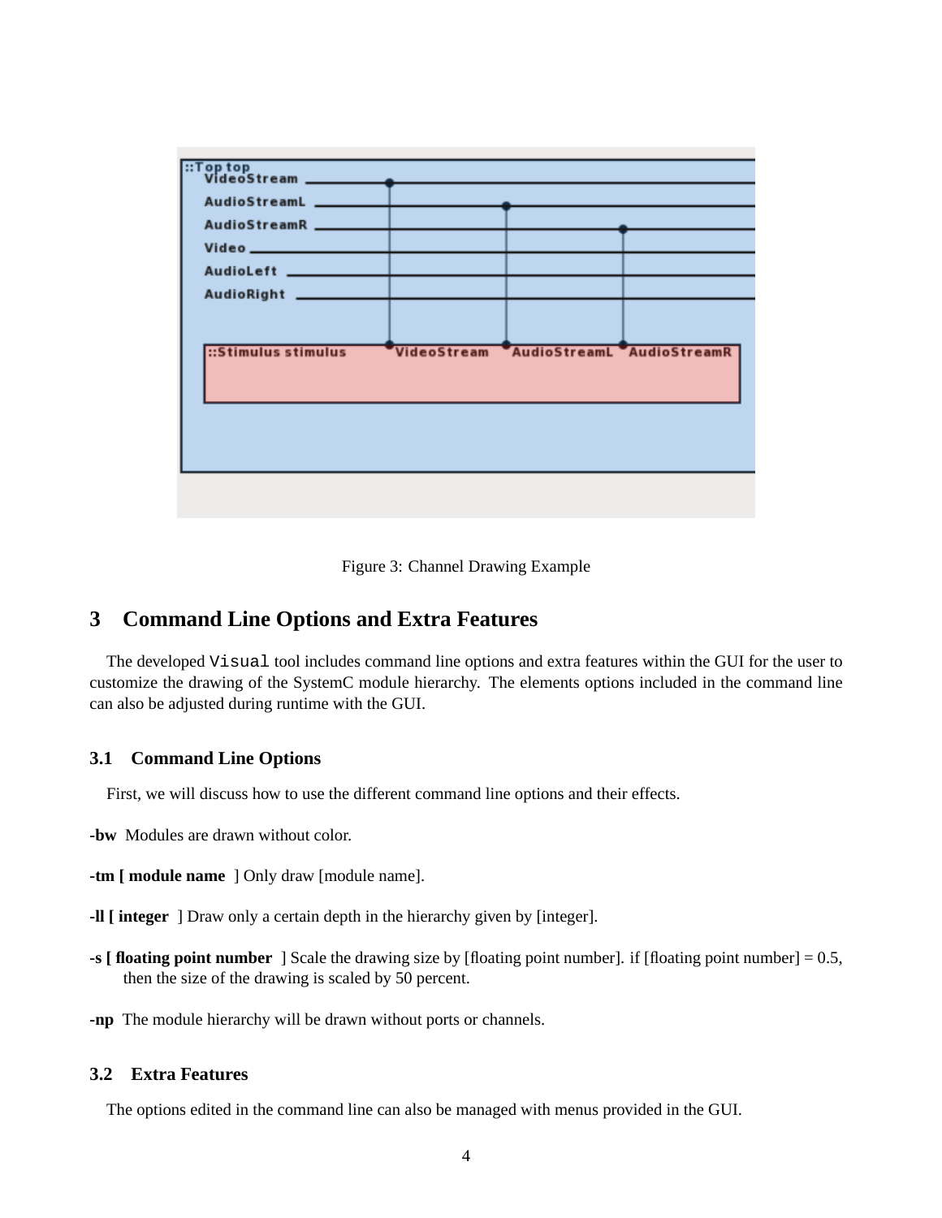Figure 3: Channel Drawing Example

## 3 Command Line Options and Extra Features

The developed `Visual` tool includes command line options and extra features within the GUI for the user to customize the drawing of the SystemC module hierarchy. The elements options included in the command line can also be adjusted during runtime with the GUI.

### 3.1 Command Line Options

First, we will discuss how to use the different command line options and their effects.

**-bw** Modules are drawn without color.

**-tm [ module name** ] Only draw [module name].

**-ll [ integer** ] Draw only a certain depth in the hierarchy given by [integer].

**-s [ floating point number** ] Scale the drawing size by [floating point number]. if [floating point number] = 0.5, then the size of the drawing is scaled by 50 percent.

**-np** The module hierarchy will be drawn without ports or channels.

### 3.2 Extra Features

The options edited in the command line can also be managed with menus provided in the GUI.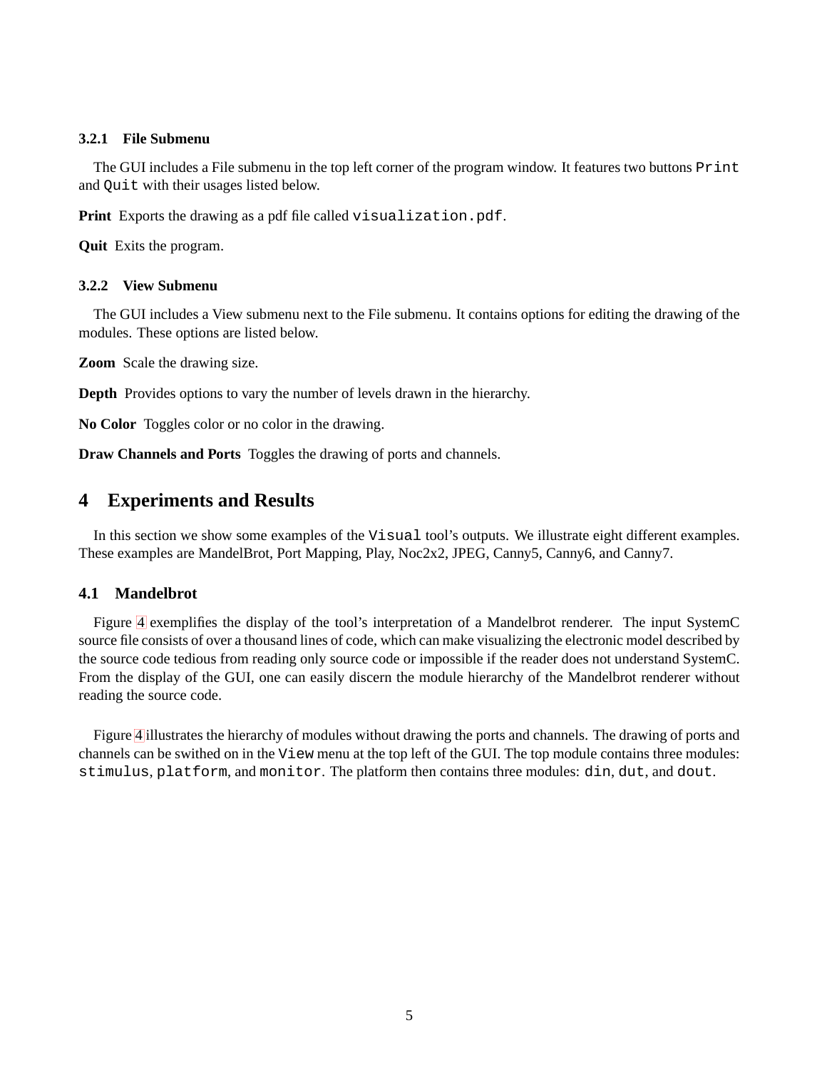#### 3.2.1 File Submenu

The GUI includes a File submenu in the top left corner of the program window. It features two buttons `Print` and `Quit` with their usages listed below.

**Print** Exports the drawing as a pdf file called `visualization.pdf`.

**Quit** Exits the program.

#### 3.2.2 View Submenu

The GUI includes a View submenu next to the File submenu. It contains options for editing the drawing of the modules. These options are listed below.

**Zoom** Scale the drawing size.

**Depth** Provides options to vary the number of levels drawn in the hierarchy.

**No Color** Toggles color or no color in the drawing.

**Draw Channels and Ports** Toggles the drawing of ports and channels.

## 4 Experiments and Results

In this section we show some examples of the `Visual` tool's outputs. We illustrate eight different examples. These examples are MandelBrot, Port Mapping, Play, Noc2x2, JPEG, Canny5, Canny6, and Canny7.

### 4.1 Mandelbrot

Figure 4 exemplifies the display of the tool's interpretation of a Mandelbrot renderer. The input SystemC source file consists of over a thousand lines of code, which can make visualizing the electronic model described by the source code tedious from reading only source code or impossible if the reader does not understand SystemC. From the display of the GUI, one can easily discern the module hierarchy of the Mandelbrot renderer without reading the source code.

Figure 4 illustrates the hierarchy of modules without drawing the ports and channels. The drawing of ports and channels can be swithed on in the `View` menu at the top left of the GUI. The top module contains three modules: `stimulus`, `platform`, and `monitor`. The platform then contains three modules: `din`, `dut`, and `dout`.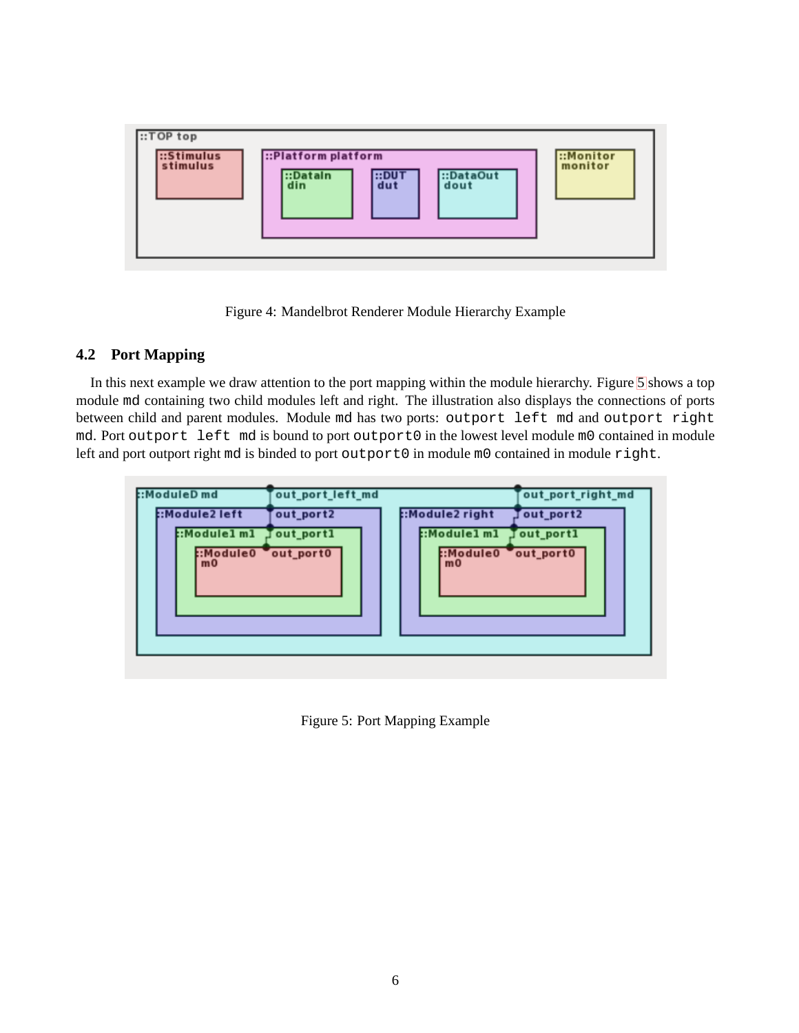Figure 4: Mandelbrot Renderer Module Hierarchy Example

## 4.2 Port Mapping

In this next example we draw attention to the port mapping within the module hierarchy. Figure 5 shows a top module `md` containing two child modules left and right. The illustration also displays the connections of ports between child and parent modules. Module `md` has two ports: `outport left md` and `outport right md`. Port `outport left md` is bound to port `outport0` in the lowest level module `m0` contained in module left and port outport right `md` is binded to port `outport0` in module `m0` contained in module `right`.

Figure 5: Port Mapping Example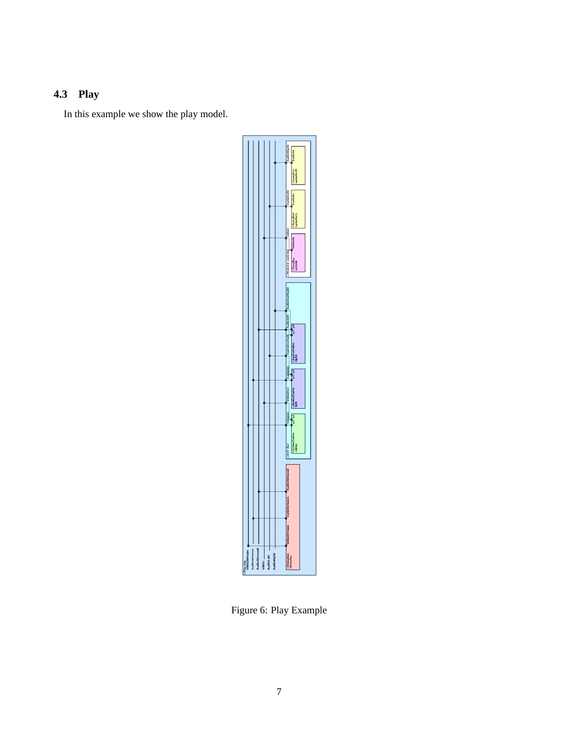## 4.3 Play

In this example we show the play model.

Figure 6: Play Example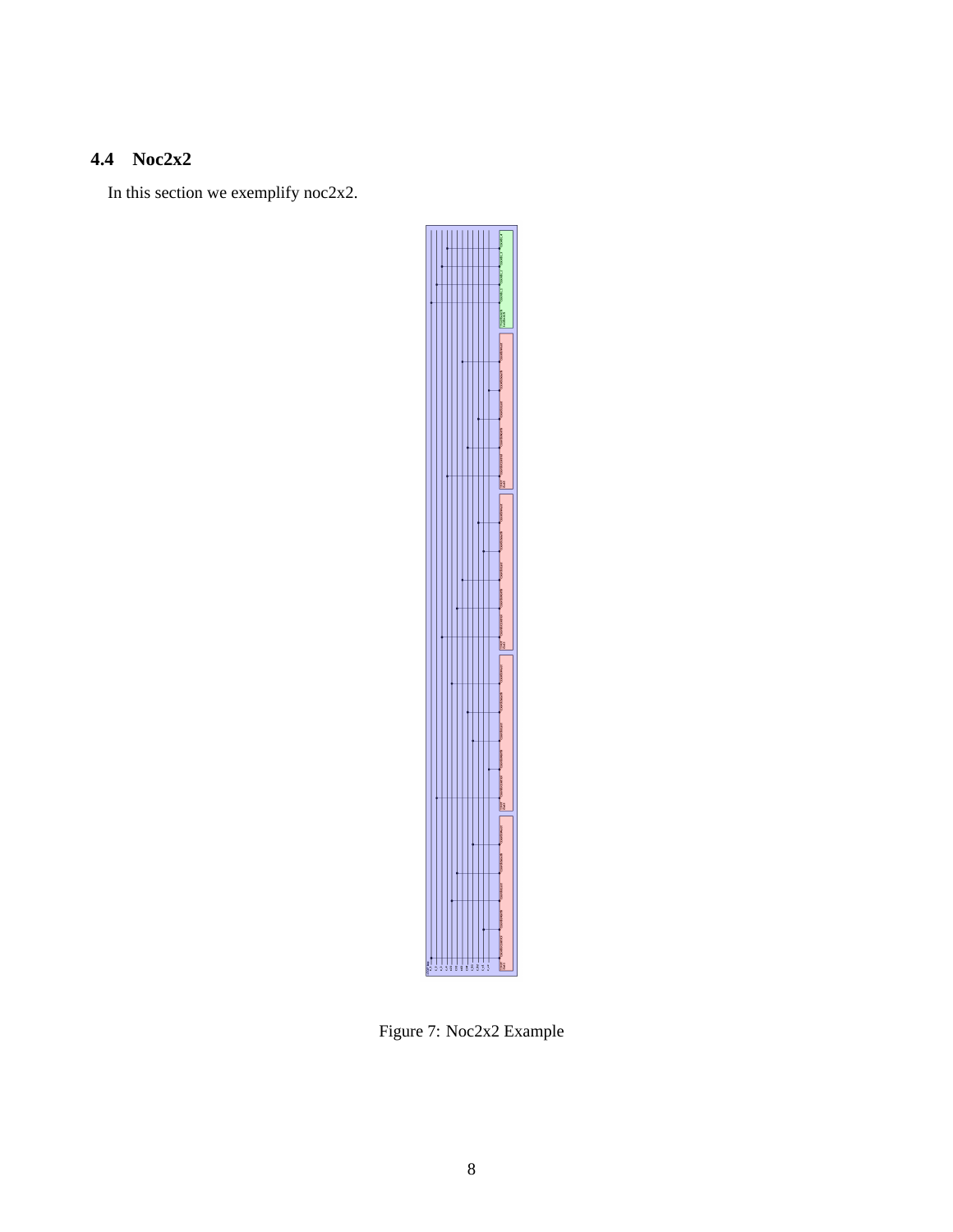## 4.4 Noc2x2

In this section we exemplify noc2x2.

Figure 7: Noc2x2 Example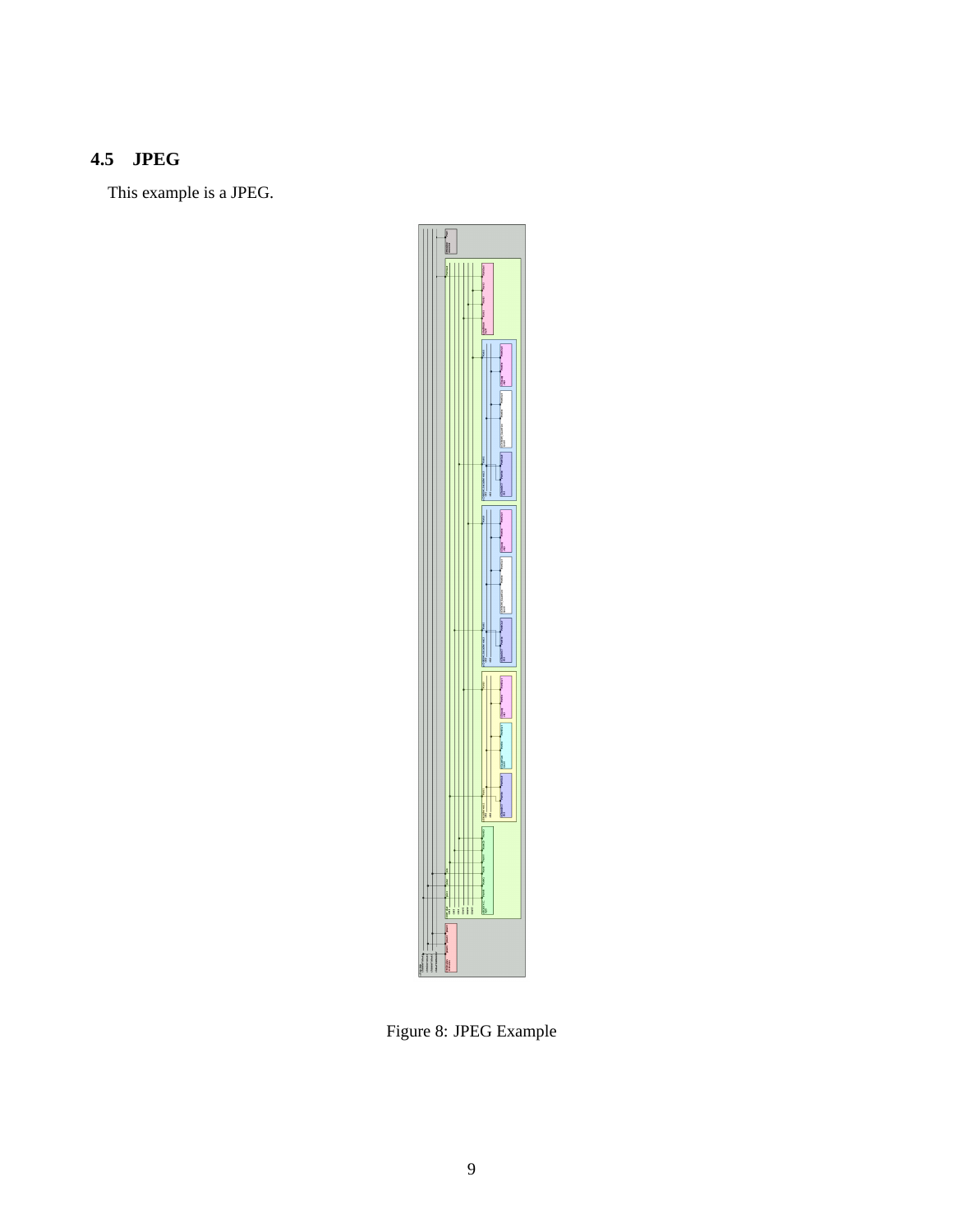## 4.5 JPEG

This example is a JPEG.

Figure 8: JPEG Example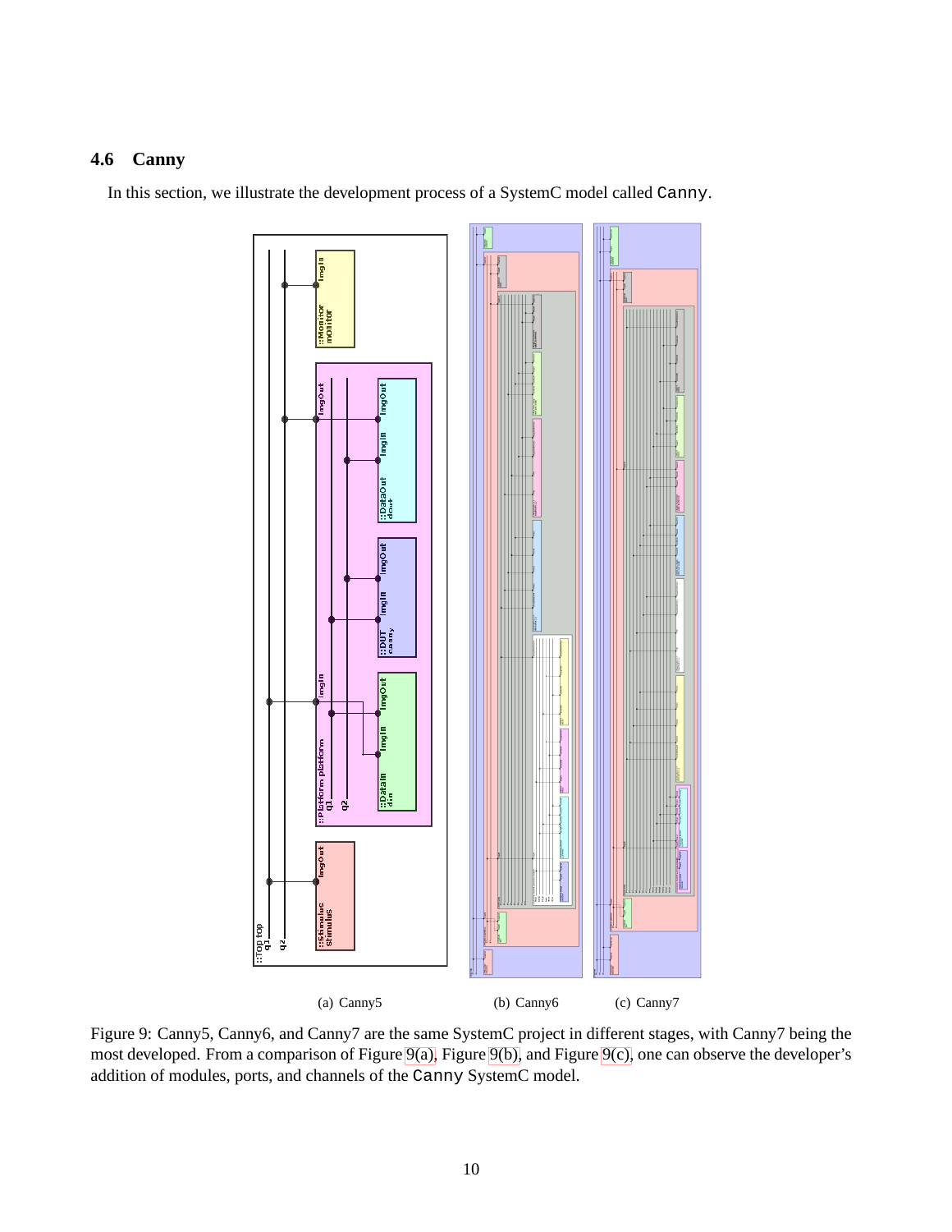### 4.6 Canny

In this section, we illustrate the development process of a SystemC model called `Canny`.

(a) Canny5 (b) Canny6 (c) Canny7

Figure 9: Canny5, Canny6, and Canny7 are the same SystemC project in different stages, with Canny7 being the most developed. From a comparison of Figure 9(a), Figure 9(b), and Figure 9(c), one can observe the developer's addition of modules, ports, and channels of the `Canny` SystemC model.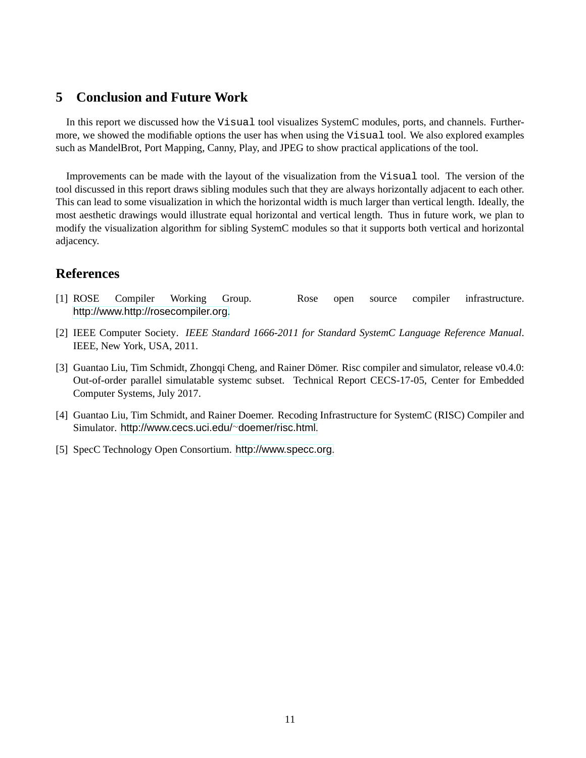## 5 Conclusion and Future Work

In this report we discussed how the `Visual` tool visualizes SystemC modules, ports, and channels. Furthermore, we showed the modifiable options the user has when using the `Visual` tool. We also explored examples such as MandelBrot, Port Mapping, Canny, Play, and JPEG to show practical applications of the tool.

Improvements can be made with the layout of the visualization from the `Visual` tool. The version of the tool discussed in this report draws sibling modules such that they are always horizontally adjacent to each other. This can lead to some visualization in which the horizontal width is much larger than vertical length. Ideally, the most aesthetic drawings would illustrate equal horizontal and vertical length. Thus in future work, we plan to modify the visualization algorithm for sibling SystemC modules so that it supports both vertical and horizontal adjacency.

## References

[1] ROSE Compiler Working Group. Rose open source compiler infrastructure. http://www.http://rosecompiler.org.

[2] IEEE Computer Society. *IEEE Standard 1666-2011 for Standard SystemC Language Reference Manual*. IEEE, New York, USA, 2011.

[3] Guantao Liu, Tim Schmidt, Zhongqi Cheng, and Rainer Dömer. Risc compiler and simulator, release v0.4.0: Out-of-order parallel simulatable systemc subset. Technical Report CECS-17-05, Center for Embedded Computer Systems, July 2017.

[4] Guantao Liu, Tim Schmidt, and Rainer Doemer. Recoding Infrastructure for SystemC (RISC) Compiler and Simulator. http://www.cecs.uci.edu/~doemer/risc.html.

[5] SpecC Technology Open Consortium. http://www.specc.org.